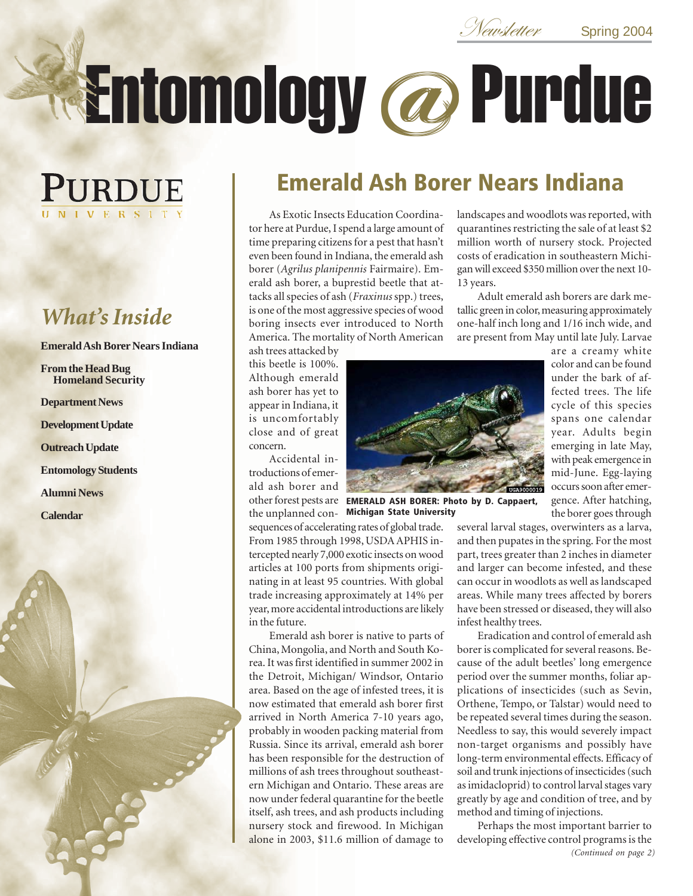Newsletter Spring 2004

# Entomology @ Purdue

PURDUE UNIVERSITY

## *What's Inside*

**Emerald Ash Borer Nears Indiana**

**From the Head Bug**
**Homeland Security**

**Department News**

**Development Update**

**Outreach Update**

**Entomology Students**

**Alumni News**

**Calendar**

## Emerald Ash Borer Nears Indiana

As Exotic Insects Education Coordinator here at Purdue, I spend a large amount of time preparing citizens for a pest that hasn't even been found in Indiana, the emerald ash borer (*Agrilus planipennis* Fairmaire). Emerald ash borer, a buprestid beetle that attacks all species of ash (*Fraxinus* spp.) trees, is one of the most aggressive species of wood boring insects ever introduced to North America. The mortality of North American ash trees attacked by this beetle is 100%. Although emerald ash borer has yet to appear in Indiana, it is uncomfortably close and of great concern.

Accidental introductions of emerald ash borer and other forest pests are the unplanned consequences of accelerating rates of global trade. From 1985 through 1998, USDA APHIS intercepted nearly 7,000 exotic insects on wood articles at 100 ports from shipments originating in at least 95 countries. With global trade increasing approximately at 14% per year, more accidental introductions are likely in the future.

Emerald ash borer is native to parts of China, Mongolia, and North and South Korea. It was first identified in summer 2002 in the Detroit, Michigan/ Windsor, Ontario area. Based on the age of infested trees, it is now estimated that emerald ash borer first arrived in North America 7-10 years ago, probably in wooden packing material from Russia. Since its arrival, emerald ash borer has been responsible for the destruction of millions of ash trees throughout southeastern Michigan and Ontario. These areas are now under federal quarantine for the beetle itself, ash trees, and ash products including nursery stock and firewood. In Michigan alone in 2003, $11.6 million of damage to landscapes and woodlots was reported, with quarantines restricting the sale of at least $2 million worth of nursery stock. Projected costs of eradication in southeastern Michigan will exceed $350 million over the next 10-13 years.

**EMERALD ASH BORER: Photo by D. Cappaert, Michigan State University**

Adult emerald ash borers are dark metallic green in color, measuring approximately one-half inch long and 1/16 inch wide, and are present from May until late July. Larvae are a creamy white color and can be found under the bark of affected trees. The life cycle of this species spans one calendar year. Adults begin emerging in late May, with peak emergence in mid-June. Egg-laying occurs soon after emergence. After hatching, the borer goes through several larval stages, overwinters as a larva, and then pupates in the spring. For the most part, trees greater than 2 inches in diameter and larger can become infested, and these can occur in woodlots as well as landscaped areas. While many trees affected by borers have been stressed or diseased, they will also infest healthy trees.

Eradication and control of emerald ash borer is complicated for several reasons. Because of the adult beetles' long emergence period over the summer months, foliar applications of insecticides (such as Sevin, Orthene, Tempo, or Talstar) would need to be repeated several times during the season. Needless to say, this would severely impact non-target organisms and possibly have long-term environmental effects. Efficacy of soil and trunk injections of insecticides (such as imidacloprid) to control larval stages vary greatly by age and condition of tree, and by method and timing of injections.

Perhaps the most important barrier to developing effective control programs is the

*(Continued on page 2)*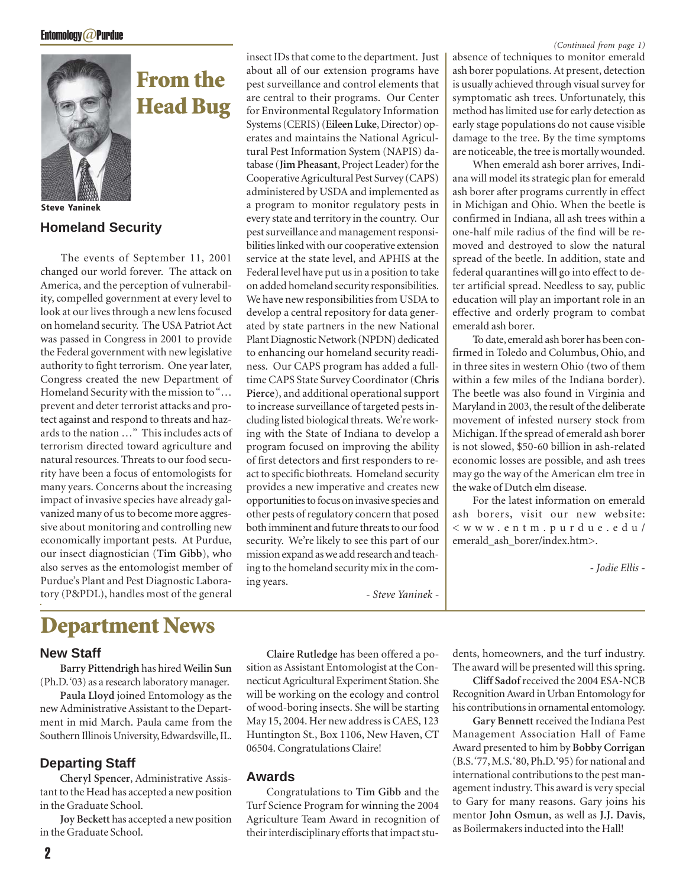# From the Head Bug

Steve Yaninek

## Homeland Security

The events of September 11, 2001 changed our world forever. The attack on America, and the perception of vulnerability, compelled government at every level to look at our lives through a new lens focused on homeland security. The USA Patriot Act was passed in Congress in 2001 to provide the Federal government with new legislative authority to fight terrorism. One year later, Congress created the new Department of Homeland Security with the mission to "… prevent and deter terrorist attacks and protect against and respond to threats and hazards to the nation …" This includes acts of terrorism directed toward agriculture and natural resources. Threats to our food security have been a focus of entomologists for many years. Concerns about the increasing impact of invasive species have already galvanized many of us to become more aggressive about monitoring and controlling new economically important pests. At Purdue, our insect diagnostician (**Tim Gibb**), who also serves as the entomologist member of Purdue's Plant and Pest Diagnostic Laboratory (P&PDL), handles most of the general insect IDs that come to the department. Just about all of our extension programs have pest surveillance and control elements that are central to their programs. Our Center for Environmental Regulatory Information Systems (CERIS) (**Eileen Luke**, Director) operates and maintains the National Agricultural Pest Information System (NAPIS) database (**Jim Pheasant**, Project Leader) for the Cooperative Agricultural Pest Survey (CAPS) administered by USDA and implemented as a program to monitor regulatory pests in every state and territory in the country. Our pest surveillance and management responsibilities linked with our cooperative extension service at the state level, and APHIS at the Federal level have put us in a position to take on added homeland security responsibilities. We have new responsibilities from USDA to develop a central repository for data generated by state partners in the new National Plant Diagnostic Network (NPDN) dedicated to enhancing our homeland security readiness. Our CAPS program has added a full-time CAPS State Survey Coordinator (**Chris Pierce**), and additional operational support to increase surveillance of targeted pests including listed biological threats. We're working with the State of Indiana to develop a program focused on improving the ability of first detectors and first responders to react to specific biothreats. Homeland security provides a new imperative and creates new opportunities to focus on invasive species and other pests of regulatory concern that posed both imminent and future threats to our food security. We're likely to see this part of our mission expand as we add research and teaching to the homeland security mix in the coming years.

*- Steve Yaninek -*

*(Continued from page 1)*

absence of techniques to monitor emerald ash borer populations. At present, detection is usually achieved through visual survey for symptomatic ash trees. Unfortunately, this method has limited use for early detection as early stage populations do not cause visible damage to the tree. By the time symptoms are noticeable, the tree is mortally wounded.

When emerald ash borer arrives, Indiana will model its strategic plan for emerald ash borer after programs currently in effect in Michigan and Ohio. When the beetle is confirmed in Indiana, all ash trees within a one-half mile radius of the find will be removed and destroyed to slow the natural spread of the beetle. In addition, state and federal quarantines will go into effect to deter artificial spread. Needless to say, public education will play an important role in an effective and orderly program to combat emerald ash borer.

To date, emerald ash borer has been confirmed in Toledo and Columbus, Ohio, and in three sites in western Ohio (two of them within a few miles of the Indiana border). The beetle was also found in Virginia and Maryland in 2003, the result of the deliberate movement of infested nursery stock from Michigan. If the spread of emerald ash borer is not slowed, $50-60 billion in ash-related economic losses are possible, and ash trees may go the way of the American elm tree in the wake of Dutch elm disease.

For the latest information on emerald ash borers, visit our new website: <www.entm.purdue.edu/emerald_ash_borer/index.htm>.

*- Jodie Ellis -*

# Department News

### New Staff

**Barry Pittendrigh** has hired **Weilin Sun** (Ph.D. '03) as a research laboratory manager.

**Paula Lloyd** joined Entomology as the new Administrative Assistant to the Department in mid March. Paula came from the Southern Illinois University, Edwardsville, IL.

### Departing Staff

**Cheryl Spencer**, Administrative Assistant to the Head has accepted a new position in the Graduate School.

**Joy Beckett** has accepted a new position in the Graduate School.

**Claire Rutledge** has been offered a position as Assistant Entomologist at the Connecticut Agricultural Experiment Station. She will be working on the ecology and control of wood-boring insects. She will be starting May 15, 2004. Her new address is CAES, 123 Huntington St., Box 1106, New Haven, CT 06504. Congratulations Claire!

### Awards

Congratulations to **Tim Gibb** and the Turf Science Program for winning the 2004 Agriculture Team Award in recognition of their interdisciplinary efforts that impact students, homeowners, and the turf industry. The award will be presented will this spring.

**Cliff Sadof** received the 2004 ESA-NCB Recognition Award in Urban Entomology for his contributions in ornamental entomology.

**Gary Bennett** received the Indiana Pest Management Association Hall of Fame Award presented to him by **Bobby Corrigan** (B.S. '77, M.S. '80, Ph.D. '95) for national and international contributions to the pest management industry. This award is very special to Gary for many reasons. Gary joins his mentor **John Osmun**, as well as **J.J. Davis**, as Boilermakers inducted into the Hall!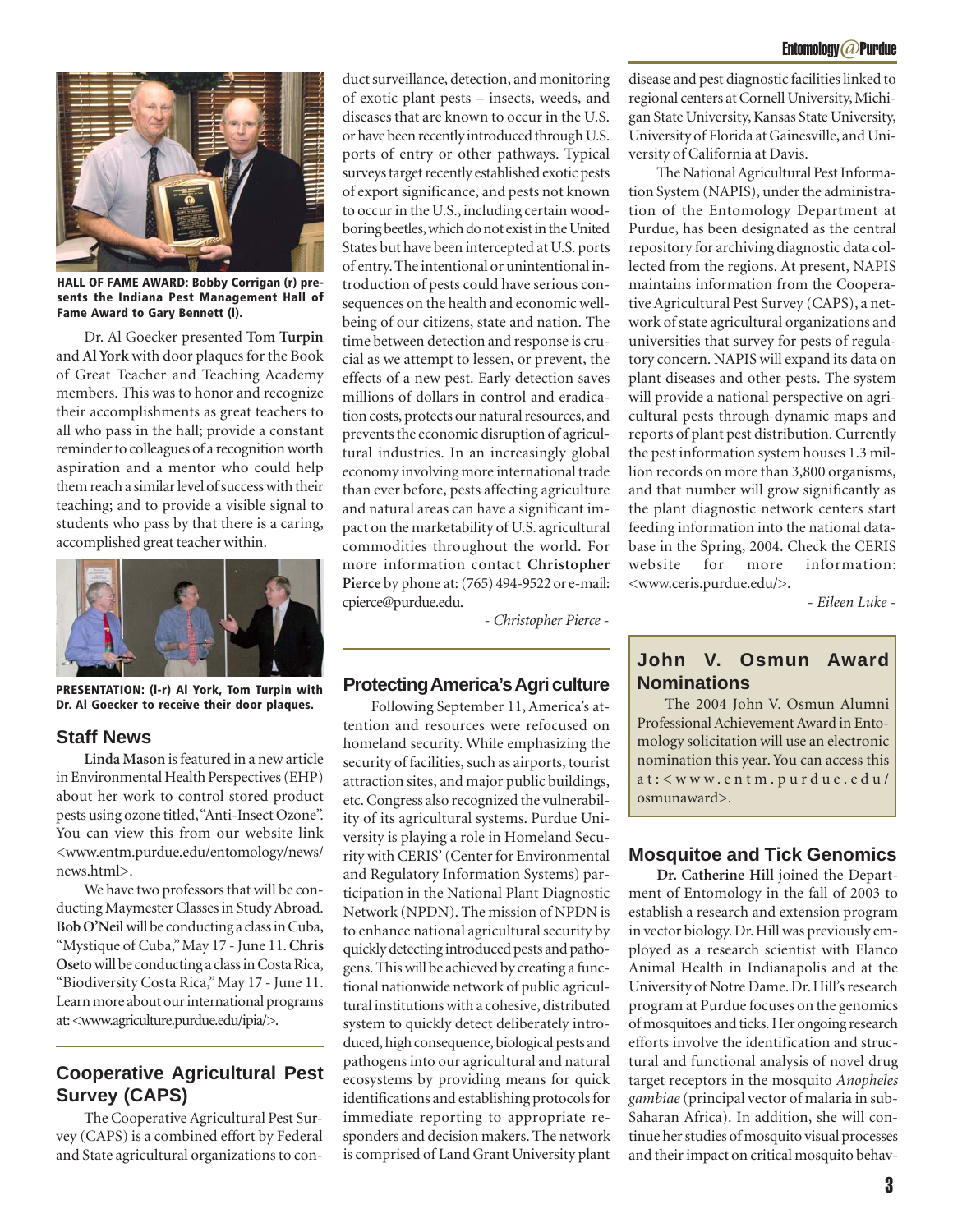HALL OF FAME AWARD: Bobby Corrigan (r) presents the Indiana Pest Management Hall of Fame Award to Gary Bennett (l).

Dr. Al Goecker presented **Tom Turpin** and **Al York** with door plaques for the Book of Great Teacher and Teaching Academy members. This was to honor and recognize their accomplishments as great teachers to all who pass in the hall; provide a constant reminder to colleagues of a recognition worth aspiration and a mentor who could help them reach a similar level of success with their teaching; and to provide a visible signal to students who pass by that there is a caring, accomplished great teacher within.

PRESENTATION: (l-r) Al York, Tom Turpin with Dr. Al Goecker to receive their door plaques.

## Staff News

**Linda Mason** is featured in a new article in Environmental Health Perspectives (EHP) about her work to control stored product pests using ozone titled, "Anti-Insect Ozone". You can view this from our website link <www.entm.purdue.edu/entomology/news/news.html>.

We have two professors that will be conducting Maymester Classes in Study Abroad. **Bob O'Neil** will be conducting a class in Cuba, "Mystique of Cuba," May 17 - June 11. **Chris Oseto** will be conducting a class in Costa Rica, "Biodiversity Costa Rica," May 17 - June 11. Learn more about our international programs at: <www.agriculture.purdue.edu/ipia/>.

## Cooperative Agricultural Pest Survey (CAPS)

The Cooperative Agricultural Pest Survey (CAPS) is a combined effort by Federal and State agricultural organizations to conduct surveillance, detection, and monitoring of exotic plant pests – insects, weeds, and diseases that are known to occur in the U.S. or have been recently introduced through U.S. ports of entry or other pathways. Typical surveys target recently established exotic pests of export significance, and pests not known to occur in the U.S., including certain wood-boring beetles, which do not exist in the United States but have been intercepted at U.S. ports of entry. The intentional or unintentional introduction of pests could have serious consequences on the health and economic well-being of our citizens, state and nation. The time between detection and response is crucial as we attempt to lessen, or prevent, the effects of a new pest. Early detection saves millions of dollars in control and eradication costs, protects our natural resources, and prevents the economic disruption of agricultural industries. In an increasingly global economy involving more international trade than ever before, pests affecting agriculture and natural areas can have a significant impact on the marketability of U.S. agricultural commodities throughout the world. For more information contact **Christopher Pierce** by phone at: (765) 494-9522 or e-mail: cpierce@purdue.edu.

*- Christopher Pierce -*

## Protecting America's Agri culture

Following September 11, America's attention and resources were refocused on homeland security. While emphasizing the security of facilities, such as airports, tourist attraction sites, and major public buildings, etc. Congress also recognized the vulnerability of its agricultural systems. Purdue University is playing a role in Homeland Security with CERIS' (Center for Environmental and Regulatory Information Systems) participation in the National Plant Diagnostic Network (NPDN). The mission of NPDN is to enhance national agricultural security by quickly detecting introduced pests and pathogens. This will be achieved by creating a functional nationwide network of public agricultural institutions with a cohesive, distributed system to quickly detect deliberately introduced, high consequence, biological pests and pathogens into our agricultural and natural ecosystems by providing means for quick identifications and establishing protocols for immediate reporting to appropriate responders and decision makers. The network is comprised of Land Grant University plant disease and pest diagnostic facilities linked to regional centers at Cornell University, Michigan State University, Kansas State University, University of Florida at Gainesville, and University of California at Davis.

The National Agricultural Pest Information System (NAPIS), under the administration of the Entomology Department at Purdue, has been designated as the central repository for archiving diagnostic data collected from the regions. At present, NAPIS maintains information from the Cooperative Agricultural Pest Survey (CAPS), a network of state agricultural organizations and universities that survey for pests of regulatory concern. NAPIS will expand its data on plant diseases and other pests. The system will provide a national perspective on agricultural pests through dynamic maps and reports of plant pest distribution. Currently the pest information system houses 1.3 million records on more than 3,800 organisms, and that number will grow significantly as the plant diagnostic network centers start feeding information into the national database in the Spring, 2004. Check the CERIS website for more information: <www.ceris.purdue.edu/>.

*- Eileen Luke -*

## John V. Osmun Award Nominations

The 2004 John V. Osmun Alumni Professional Achievement Award in Entomology solicitation will use an electronic nomination this year. You can access this at: <www.entm.purdue.edu/osmunaward>.

## Mosquitoe and Tick Genomics

**Dr. Catherine Hill** joined the Department of Entomology in the fall of 2003 to establish a research and extension program in vector biology. Dr. Hill was previously employed as a research scientist with Elanco Animal Health in Indianapolis and at the University of Notre Dame. Dr. Hill's research program at Purdue focuses on the genomics of mosquitoes and ticks. Her ongoing research efforts involve the identification and structural and functional analysis of novel drug target receptors in the mosquito *Anopheles gambiae* (principal vector of malaria in sub-Saharan Africa). In addition, she will continue her studies of mosquito visual processes and their impact on critical mosquito behav-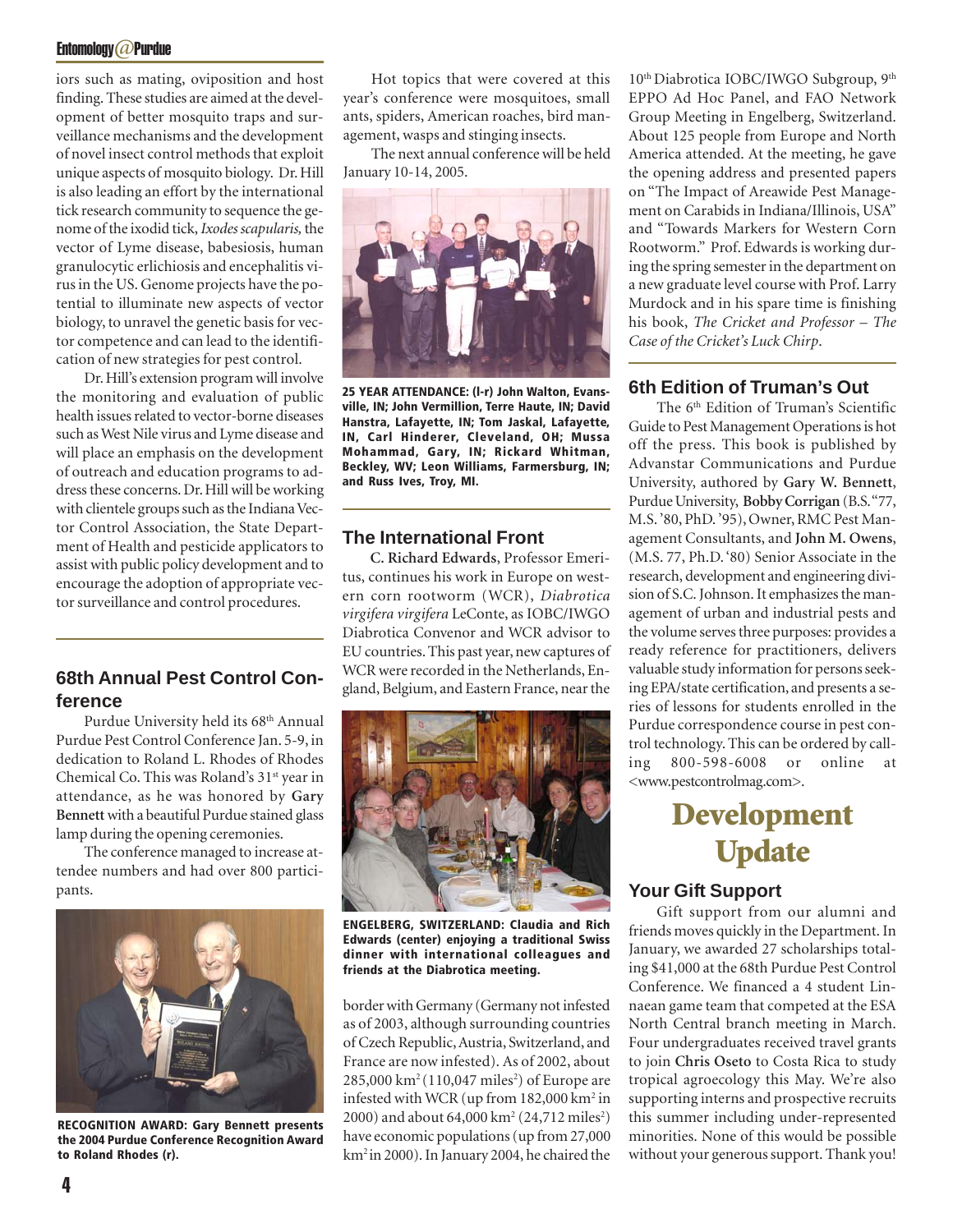iors such as mating, oviposition and host finding. These studies are aimed at the development of better mosquito traps and surveillance mechanisms and the development of novel insect control methods that exploit unique aspects of mosquito biology. Dr. Hill is also leading an effort by the international tick research community to sequence the genome of the ixodid tick, *Ixodes scapularis,* the vector of Lyme disease, babesiosis, human granulocytic erlichiosis and encephalitis virus in the US. Genome projects have the potential to illuminate new aspects of vector biology, to unravel the genetic basis for vector competence and can lead to the identification of new strategies for pest control.

Dr. Hill's extension program will involve the monitoring and evaluation of public health issues related to vector-borne diseases such as West Nile virus and Lyme disease and will place an emphasis on the development of outreach and education programs to address these concerns. Dr. Hill will be working with clientele groups such as the Indiana Vector Control Association, the State Department of Health and pesticide applicators to assist with public policy development and to encourage the adoption of appropriate vector surveillance and control procedures.

## 68th Annual Pest Control Conference

Purdue University held its 68th Annual Purdue Pest Control Conference Jan. 5-9, in dedication to Roland L. Rhodes of Rhodes Chemical Co. This was Roland's 31st year in attendance, as he was honored by **Gary Bennett** with a beautiful Purdue stained glass lamp during the opening ceremonies.

The conference managed to increase attendee numbers and had over 800 participants.

**RECOGNITION AWARD: Gary Bennett presents the 2004 Purdue Conference Recognition Award to Roland Rhodes (r).**

Hot topics that were covered at this year's conference were mosquitoes, small ants, spiders, American roaches, bird management, wasps and stinging insects.

The next annual conference will be held January 10-14, 2005.

**25 YEAR ATTENDANCE: (l-r) John Walton, Evansville, IN; John Vermillion, Terre Haute, IN; David Hanstra, Lafayette, IN; Tom Jaskal, Lafayette, IN, Carl Hinderer, Cleveland, OH; Mussa Mohammad, Gary, IN; Rickard Whitman, Beckley, WV; Leon Williams, Farmersburg, IN; and Russ Ives, Troy, MI.**

## The International Front

**C. Richard Edwards**, Professor Emeritus, continues his work in Europe on western corn rootworm (WCR), *Diabrotica virgifera virgifera* LeConte, as IOBC/IWGO Diabrotica Convenor and WCR advisor to EU countries. This past year, new captures of WCR were recorded in the Netherlands, England, Belgium, and Eastern France, near the border with Germany (Germany not infested as of 2003, although surrounding countries of Czech Republic, Austria, Switzerland, and France are now infested). As of 2002, about 285,000 km$^2$ (110,047 miles$^2$) of Europe are infested with WCR (up from 182,000 km$^2$ in 2000) and about 64,000 km$^2$ (24,712 miles$^2$) have economic populations (up from 27,000 km$^2$ in 2000). In January 2004, he chaired the 10th Diabrotica IOBC/IWGO Subgroup, 9th EPPO Ad Hoc Panel, and FAO Network Group Meeting in Engelberg, Switzerland. About 125 people from Europe and North America attended. At the meeting, he gave the opening address and presented papers on "The Impact of Areawide Pest Management on Carabids in Indiana/Illinois, USA" and "Towards Markers for Western Corn Rootworm." Prof. Edwards is working during the spring semester in the department on a new graduate level course with Prof. Larry Murdock and in his spare time is finishing his book, *The Cricket and Professor – The Case of the Cricket's Luck Chirp*.

**ENGELBERG, SWITZERLAND: Claudia and Rich Edwards (center) enjoying a traditional Swiss dinner with international colleagues and friends at the Diabrotica meeting.**

## 6th Edition of Truman's Out

The 6th Edition of Truman's Scientific Guide to Pest Management Operations is hot off the press. This book is published by Advanstar Communications and Purdue University, authored by **Gary W. Bennett**, Purdue University, **Bobby Corrigan** (B.S. "77, M.S. '80, PhD. '95), Owner, RMC Pest Management Consultants, and **John M. Owens**, (M.S. 77, Ph.D. '80) Senior Associate in the research, development and engineering division of S.C. Johnson. It emphasizes the management of urban and industrial pests and the volume serves three purposes: provides a ready reference for practitioners, delivers valuable study information for persons seeking EPA/state certification, and presents a series of lessons for students enrolled in the Purdue correspondence course in pest control technology. This can be ordered by calling 800-598-6008 or online at <www.pestcontrolmag.com>.

# Development Update

## Your Gift Support

Gift support from our alumni and friends moves quickly in the Department. In January, we awarded 27 scholarships totaling $41,000 at the 68th Purdue Pest Control Conference. We financed a 4 student Linnaean game team that competed at the ESA North Central branch meeting in March. Four undergraduates received travel grants to join **Chris Oseto** to Costa Rica to study tropical agroecology this May. We're also supporting interns and prospective recruits this summer including under-represented minorities. None of this would be possible without your generous support. Thank you!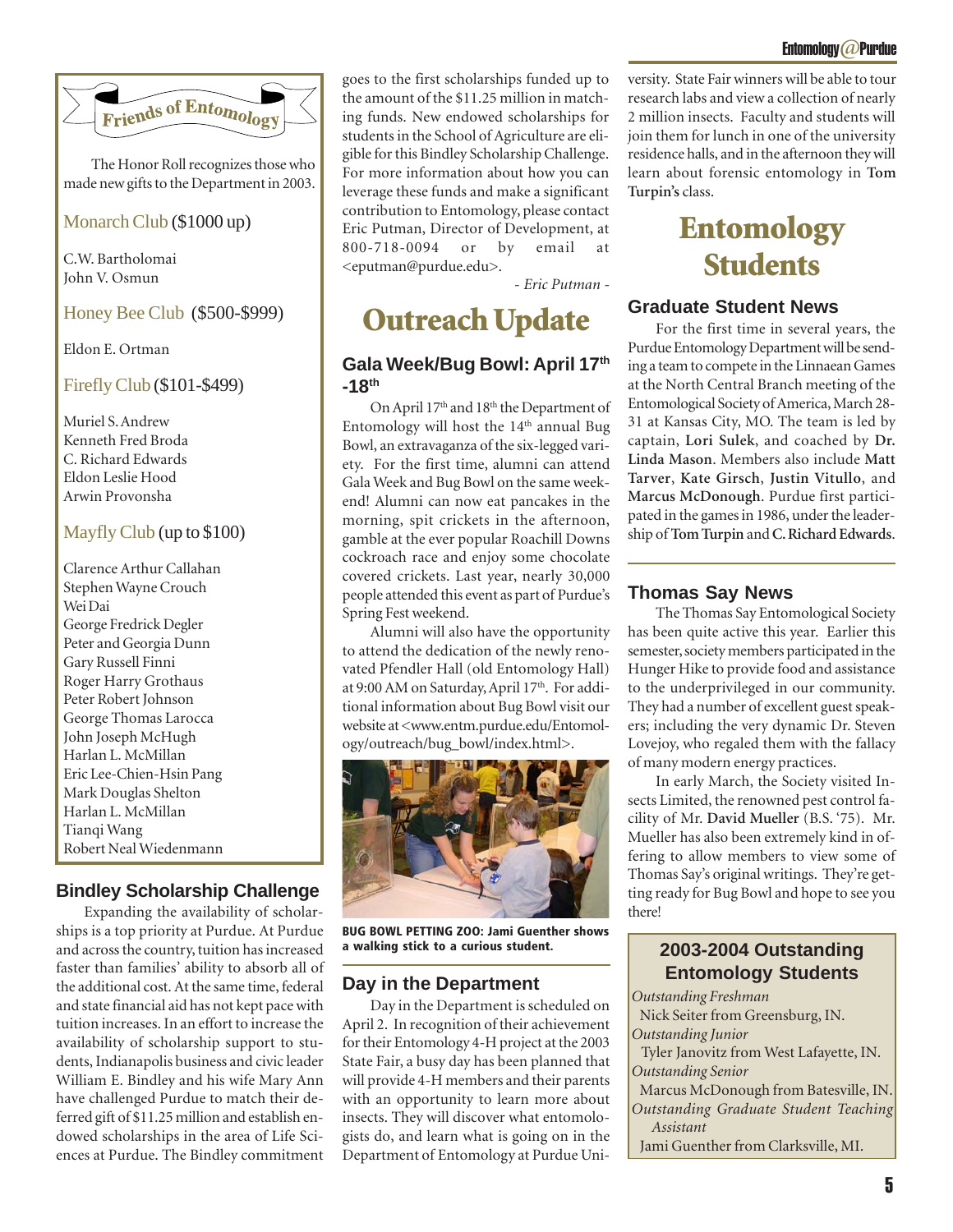## Friends of Entomology

The Honor Roll recognizes those who made new gifts to the Department in 2003.

### Monarch Club ($1000 up)

C.W. Bartholomai
John V. Osmun

### Honey Bee Club ($500-$999)

Eldon E. Ortman

### Firefly Club ($101-$499)

Muriel S. Andrew
Kenneth Fred Broda
C. Richard Edwards
Eldon Leslie Hood
Arwin Provonsha

### Mayfly Club (up to $100)

Clarence Arthur Callahan
Stephen Wayne Crouch
Wei Dai
George Fredrick Degler
Peter and Georgia Dunn
Gary Russell Finni
Roger Harry Grothaus
Peter Robert Johnson
George Thomas Larocca
John Joseph McHugh
Harlan L. McMillan
Eric Lee-Chien-Hsin Pang
Mark Douglas Shelton
Harlan L. McMillan
Tianqi Wang
Robert Neal Wiedenmann

### Bindley Scholarship Challenge

Expanding the availability of scholarships is a top priority at Purdue. At Purdue and across the country, tuition has increased faster than families' ability to absorb all of the additional cost. At the same time, federal and state financial aid has not kept pace with tuition increases. In an effort to increase the availability of scholarship support to students, Indianapolis business and civic leader William E. Bindley and his wife Mary Ann have challenged Purdue to match their deferred gift of $11.25 million and establish endowed scholarships in the area of Life Sciences at Purdue. The Bindley commitment goes to the first scholarships funded up to the amount of the $11.25 million in matching funds. New endowed scholarships for students in the School of Agriculture are eligible for this Bindley Scholarship Challenge. For more information about how you can leverage these funds and make a significant contribution to Entomology, please contact Eric Putman, Director of Development, at 800-718-0094 or by email at <eputman@purdue.edu>.

*- Eric Putman -*

# Outreach Update

### Gala Week/Bug Bowl: April 17th -18th

On April 17th and 18th the Department of Entomology will host the 14th annual Bug Bowl, an extravaganza of the six-legged variety. For the first time, alumni can attend Gala Week and Bug Bowl on the same weekend! Alumni can now eat pancakes in the morning, spit crickets in the afternoon, gamble at the ever popular Roachill Downs cockroach race and enjoy some chocolate covered crickets. Last year, nearly 30,000 people attended this event as part of Purdue's Spring Fest weekend.

Alumni will also have the opportunity to attend the dedication of the newly renovated Pfendler Hall (old Entomology Hall) at 9:00 AM on Saturday, April 17th. For additional information about Bug Bowl visit our website at <www.entm.purdue.edu/Entomology/outreach/bug_bowl/index.html>.

**BUG BOWL PETTING ZOO: Jami Guenther shows a walking stick to a curious student.**

### Day in the Department

Day in the Department is scheduled on April 2. In recognition of their achievement for their Entomology 4-H project at the 2003 State Fair, a busy day has been planned that will provide 4-H members and their parents with an opportunity to learn more about insects. They will discover what entomologists do, and learn what is going on in the Department of Entomology at Purdue University. State Fair winners will be able to tour research labs and view a collection of nearly 2 million insects. Faculty and students will join them for lunch in one of the university residence halls, and in the afternoon they will learn about forensic entomology in **Tom Turpin's** class.

# Entomology Students

### Graduate Student News

For the first time in several years, the Purdue Entomology Department will be sending a team to compete in the Linnaean Games at the North Central Branch meeting of the Entomological Society of America, March 28-31 at Kansas City, MO. The team is led by captain, **Lori Sulek**, and coached by **Dr. Linda Mason**. Members also include **Matt Tarver**, **Kate Girsch**, **Justin Vitullo**, and **Marcus McDonough**. Purdue first participated in the games in 1986, under the leadership of **Tom Turpin** and **C. Richard Edwards**.

### Thomas Say News

The Thomas Say Entomological Society has been quite active this year. Earlier this semester, society members participated in the Hunger Hike to provide food and assistance to the underprivileged in our community. They had a number of excellent guest speakers; including the very dynamic Dr. Steven Lovejoy, who regaled them with the fallacy of many modern energy practices.

In early March, the Society visited Insects Limited, the renowned pest control facility of Mr. **David Mueller** (B.S. '75). Mr. Mueller has also been extremely kind in offering to allow members to view some of Thomas Say's original writings. They're getting ready for Bug Bowl and hope to see you there!

### 2003-2004 Outstanding Entomology Students

*Outstanding Freshman*
Nick Seiter from Greensburg, IN.
*Outstanding Junior*
Tyler Janovitz from West Lafayette, IN.
*Outstanding Senior*
Marcus McDonough from Batesville, IN.
*Outstanding Graduate Student Teaching Assistant*
Jami Guenther from Clarksville, MI.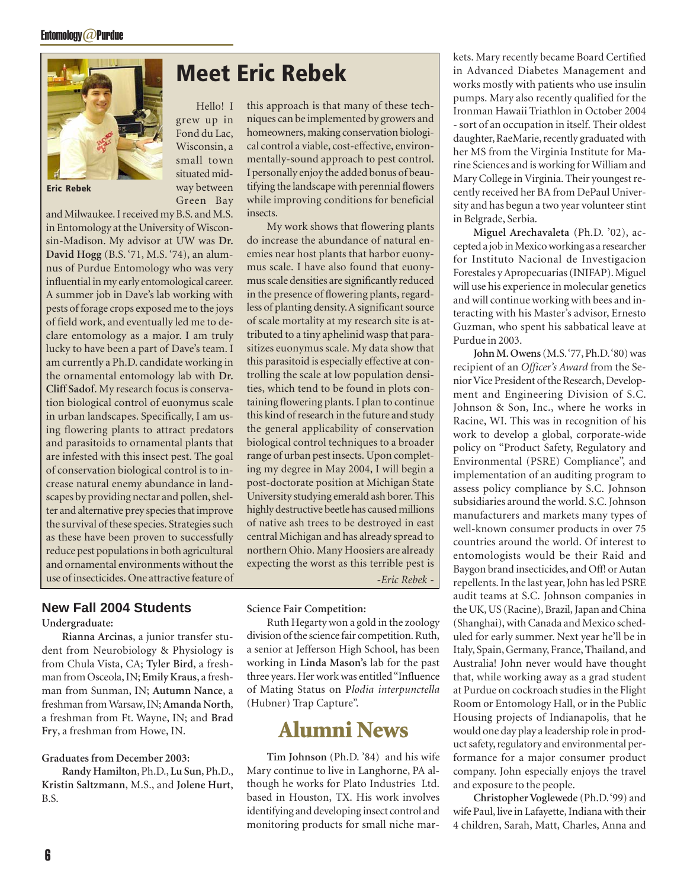# Meet Eric Rebek

Eric Rebek

Hello! I grew up in Fond du Lac, Wisconsin, a small town situated midway between Green Bay and Milwaukee. I received my B.S. and M.S. in Entomology at the University of Wisconsin-Madison. My advisor at UW was **Dr. David Hogg** (B.S. '71, M.S. '74), an alumnus of Purdue Entomology who was very influential in my early entomological career. A summer job in Dave's lab working with pests of forage crops exposed me to the joys of field work, and eventually led me to declare entomology as a major. I am truly lucky to have been a part of Dave's team. I am currently a Ph.D. candidate working in the ornamental entomology lab with **Dr. Cliff Sadof**. My research focus is conservation biological control of euonymus scale in urban landscapes. Specifically, I am using flowering plants to attract predators and parasitoids to ornamental plants that are infested with this insect pest. The goal of conservation biological control is to increase natural enemy abundance in landscapes by providing nectar and pollen, shelter and alternative prey species that improve the survival of these species. Strategies such as these have been proven to successfully reduce pest populations in both agricultural and ornamental environments without the use of insecticides. One attractive feature of this approach is that many of these techniques can be implemented by growers and homeowners, making conservation biological control a viable, cost-effective, environmentally-sound approach to pest control. I personally enjoy the added bonus of beautifying the landscape with perennial flowers while improving conditions for beneficial insects.

My work shows that flowering plants do increase the abundance of natural enemies near host plants that harbor euonymus scale. I have also found that euonymus scale densities are significantly reduced in the presence of flowering plants, regardless of planting density. A significant source of scale mortality at my research site is attributed to a tiny aphelinid wasp that parasitizes euonymus scale. My data show that this parasitoid is especially effective at controlling the scale at low population densities, which tend to be found in plots containing flowering plants. I plan to continue this kind of research in the future and study the general applicability of conservation biological control techniques to a broader range of urban pest insects. Upon completing my degree in May 2004, I will begin a post-doctorate position at Michigan State University studying emerald ash borer. This highly destructive beetle has caused millions of native ash trees to be destroyed in east central Michigan and has already spread to northern Ohio. Many Hoosiers are already expecting the worst as this terrible pest is

*-Eric Rebek -*

## New Fall 2004 Students

**Undergraduate:**

**Rianna Arcinas**, a junior transfer student from Neurobiology & Physiology is from Chula Vista, CA; **Tyler Bird**, a freshman from Osceola, IN; **Emily Kraus**, a freshman from Sunman, IN; **Autumn Nance**, a freshman from Warsaw, IN; **Amanda North**, a freshman from Ft. Wayne, IN; and **Brad Fry**, a freshman from Howe, IN.

**Graduates from December 2003:**

**Randy Hamilton**, Ph.D., **Lu Sun**, Ph.D., **Kristin Saltzmann**, M.S., and **Jolene Hurt**, B.S.

**Science Fair Competition:**

Ruth Hegarty won a gold in the zoology division of the science fair competition. Ruth, a senior at Jefferson High School, has been working in **Linda Mason's** lab for the past three years. Her work was entitled "Influence of Mating Status on P*lodia interpunctella* (Hubner) Trap Capture".

## Alumni News

**Tim Johnson** (Ph.D. '84) and his wife Mary continue to live in Langhorne, PA although he works for Plato Industries Ltd. based in Houston, TX. His work involves identifying and developing insect control and monitoring products for small niche markets. Mary recently became Board Certified in Advanced Diabetes Management and works mostly with patients who use insulin pumps. Mary also recently qualified for the Ironman Hawaii Triathlon in October 2004 - sort of an occupation in itself. Their oldest daughter, RaeMarie, recently graduated with her MS from the Virginia Institute for Marine Sciences and is working for William and Mary College in Virginia. Their youngest recently received her BA from DePaul University and has begun a two year volunteer stint in Belgrade, Serbia.

**Miguel Arechavaleta** (Ph.D. '02), accepted a job in Mexico working as a researcher for Instituto Nacional de Investigacion Forestales y Apropecuarias (INIFAP). Miguel will use his experience in molecular genetics and will continue working with bees and interacting with his Master's advisor, Ernesto Guzman, who spent his sabbatical leave at Purdue in 2003.

**John M. Owens** (M.S. '77, Ph.D. '80) was recipient of an *Officer's Award* from the Senior Vice President of the Research, Development and Engineering Division of S.C. Johnson & Son, Inc., where he works in Racine, WI. This was in recognition of his work to develop a global, corporate-wide policy on "Product Safety, Regulatory and Environmental (PSRE) Compliance", and implementation of an auditing program to assess policy compliance by S.C. Johnson subsidiaries around the world. S.C. Johnson manufacturers and markets many types of well-known consumer products in over 75 countries around the world. Of interest to entomologists would be their Raid and Baygon brand insecticides, and Off! or Autan repellents. In the last year, John has led PSRE audit teams at S.C. Johnson companies in the UK, US (Racine), Brazil, Japan and China (Shanghai), with Canada and Mexico scheduled for early summer. Next year he'll be in Italy, Spain, Germany, France, Thailand, and Australia! John never would have thought that, while working away as a grad student at Purdue on cockroach studies in the Flight Room or Entomology Hall, or in the Public Housing projects of Indianapolis, that he would one day play a leadership role in product safety, regulatory and environmental performance for a major consumer product company. John especially enjoys the travel and exposure to the people.

**Christopher Voglewede** (Ph.D. '99) and wife Paul, live in Lafayette, Indiana with their 4 children, Sarah, Matt, Charles, Anna and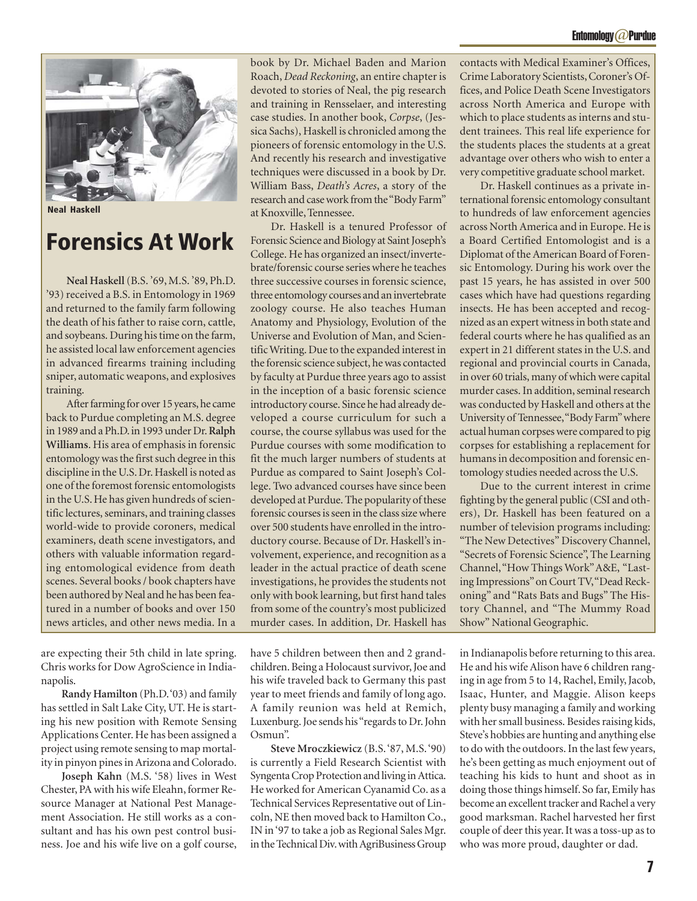Neal Haskell

## Forensics At Work

**Neal Haskell** (B.S. '69, M.S. '89, Ph.D. '93) received a B.S. in Entomology in 1969 and returned to the family farm following the death of his father to raise corn, cattle, and soybeans. During his time on the farm, he assisted local law enforcement agencies in advanced firearms training including sniper, automatic weapons, and explosives training.

After farming for over 15 years, he came back to Purdue completing an M.S. degree in 1989 and a Ph.D. in 1993 under Dr. **Ralph Williams**. His area of emphasis in forensic entomology was the first such degree in this discipline in the U.S. Dr. Haskell is noted as one of the foremost forensic entomologists in the U.S. He has given hundreds of scientific lectures, seminars, and training classes world-wide to provide coroners, medical examiners, death scene investigators, and others with valuable information regarding entomological evidence from death scenes. Several books / book chapters have been authored by Neal and he has been featured in a number of books and over 150 news articles, and other news media. In a book by Dr. Michael Baden and Marion Roach, *Dead Reckoning*, an entire chapter is devoted to stories of Neal, the pig research and training in Rensselaer, and interesting case studies. In another book, *Corpse*, (Jessica Sachs), Haskell is chronicled among the pioneers of forensic entomology in the U.S. And recently his research and investigative techniques were discussed in a book by Dr. William Bass, *Death's Acres*, a story of the research and case work from the "Body Farm" at Knoxville, Tennessee.

Dr. Haskell is a tenured Professor of Forensic Science and Biology at Saint Joseph's College. He has organized an insect/invertebrate/forensic course series where he teaches three successive courses in forensic science, three entomology courses and an invertebrate zoology course. He also teaches Human Anatomy and Physiology, Evolution of the Universe and Evolution of Man, and Scientific Writing. Due to the expanded interest in the forensic science subject, he was contacted by faculty at Purdue three years ago to assist in the inception of a basic forensic science introductory course. Since he had already developed a course curriculum for such a course, the course syllabus was used for the Purdue courses with some modification to fit the much larger numbers of students at Purdue as compared to Saint Joseph's College. Two advanced courses have since been developed at Purdue. The popularity of these forensic courses is seen in the class size where over 500 students have enrolled in the introductory course. Because of Dr. Haskell's involvement, experience, and recognition as a leader in the actual practice of death scene investigations, he provides the students not only with book learning, but first hand tales from some of the country's most publicized murder cases. In addition, Dr. Haskell has contacts with Medical Examiner's Offices, Crime Laboratory Scientists, Coroner's Offices, and Police Death Scene Investigators across North America and Europe with which to place students as interns and student trainees. This real life experience for the students places the students at a great advantage over others who wish to enter a very competitive graduate school market.

Dr. Haskell continues as a private international forensic entomology consultant to hundreds of law enforcement agencies across North America and in Europe. He is a Board Certified Entomologist and is a Diplomat of the American Board of Forensic Entomology. During his work over the past 15 years, he has assisted in over 500 cases which have had questions regarding insects. He has been accepted and recognized as an expert witness in both state and federal courts where he has qualified as an expert in 21 different states in the U.S. and regional and provincial courts in Canada, in over 60 trials, many of which were capital murder cases. In addition, seminal research was conducted by Haskell and others at the University of Tennessee, "Body Farm" where actual human corpses were compared to pig corpses for establishing a replacement for humans in decomposition and forensic entomology studies needed across the U.S.

Due to the current interest in crime fighting by the general public (CSI and others), Dr. Haskell has been featured on a number of television programs including: "The New Detectives" Discovery Channel, "Secrets of Forensic Science", The Learning Channel, "How Things Work" A&E, "Lasting Impressions" on Court TV, "Dead Reckoning" and "Rats Bats and Bugs" The History Channel, and "The Mummy Road Show" National Geographic.

---

are expecting their 5th child in late spring. Chris works for Dow AgroScience in Indianapolis.

**Randy Hamilton** (Ph.D. '03) and family has settled in Salt Lake City, UT. He is starting his new position with Remote Sensing Applications Center. He has been assigned a project using remote sensing to map mortality in pinyon pines in Arizona and Colorado.

**Joseph Kahn** (M.S. '58) lives in West Chester, PA with his wife Eleahn, former Resource Manager at National Pest Management Association. He still works as a consultant and has his own pest control business. Joe and his wife live on a golf course, have 5 children between then and 2 grandchildren. Being a Holocaust survivor, Joe and his wife traveled back to Germany this past year to meet friends and family of long ago. A family reunion was held at Remich, Luxenburg. Joe sends his "regards to Dr. John Osmun".

**Steve Mroczkiewicz** (B.S. '87, M.S. '90) is currently a Field Research Scientist with Syngenta Crop Protection and living in Attica. He worked for American Cyanamid Co. as a Technical Services Representative out of Lincoln, NE then moved back to Hamilton Co., IN in '97 to take a job as Regional Sales Mgr. in the Technical Div. with AgriBusiness Group in Indianapolis before returning to this area. He and his wife Alison have 6 children ranging in age from 5 to 14, Rachel, Emily, Jacob, Isaac, Hunter, and Maggie. Alison keeps plenty busy managing a family and working with her small business. Besides raising kids, Steve's hobbies are hunting and anything else to do with the outdoors. In the last few years, he's been getting as much enjoyment out of teaching his kids to hunt and shoot as in doing those things himself. So far, Emily has become an excellent tracker and Rachel a very good marksman. Rachel harvested her first couple of deer this year. It was a toss-up as to who was more proud, daughter or dad.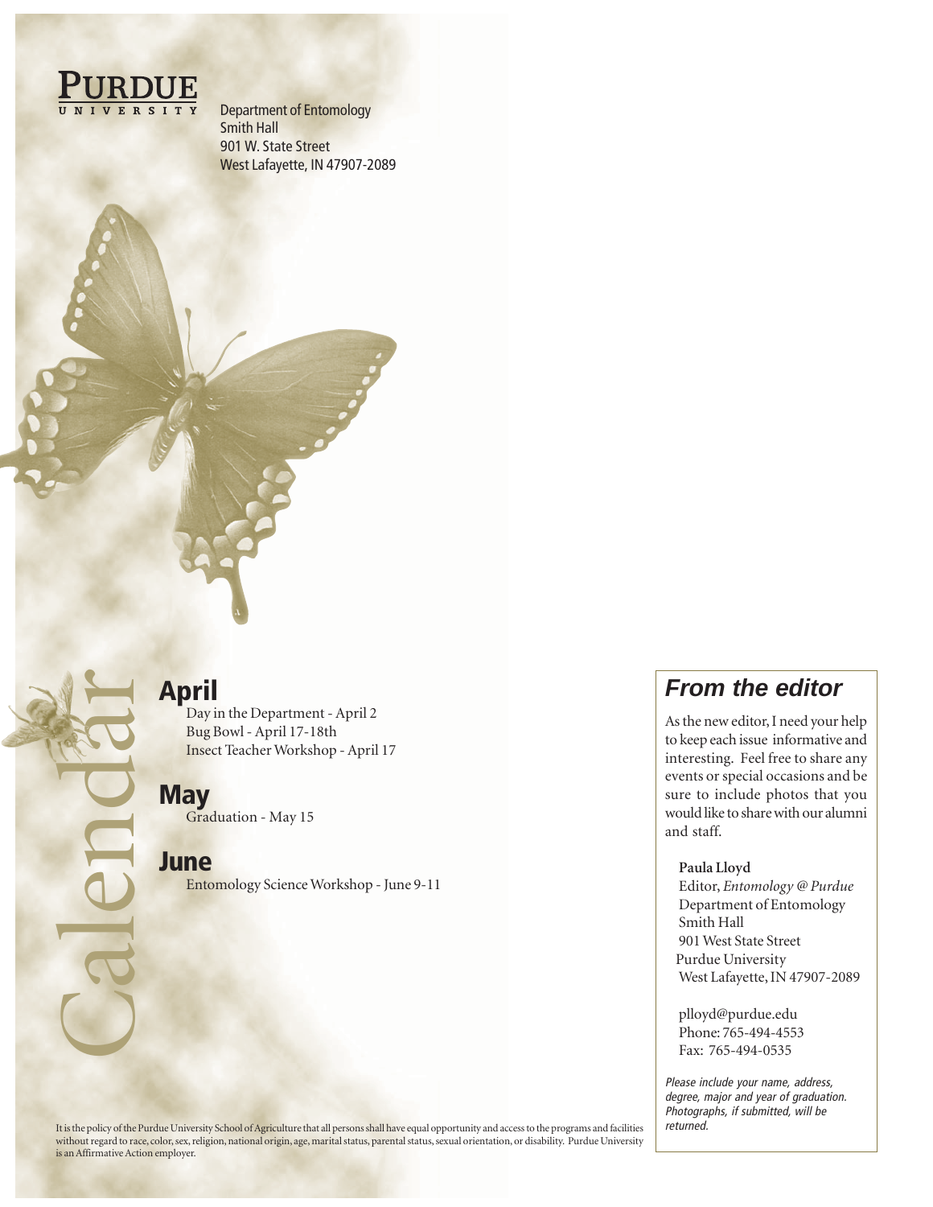**PURDUE**
UNIVERSITY

Department of Entomology
Smith Hall
901 W. State Street
West Lafayette, IN 47907-2089

# Calendar

## April

Day in the Department - April 2
Bug Bowl - April 17-18th
Insect Teacher Workshop - April 17

## May

Graduation - May 15

## June

Entomology Science Workshop - June 9-11

## *From the editor*

As the new editor, I need your help to keep each issue informative and interesting. Feel free to share any events or special occasions and be sure to include photos that you would like to share with our alumni and staff.

**Paula Lloyd**
Editor, *Entomology @ Purdue*
Department of Entomology
Smith Hall
901 West State Street
Purdue University
West Lafayette, IN 47907-2089

plloyd@purdue.edu
Phone: 765-494-4553
Fax: 765-494-0535

*Please include your name, address, degree, major and year of graduation. Photographs, if submitted, will be returned.*

It is the policy of the Purdue University School of Agriculture that all persons shall have equal opportunity and access to the programs and facilities without regard to race, color, sex, religion, national origin, age, marital status, parental status, sexual orientation, or disability. Purdue University is an Affirmative Action employer.